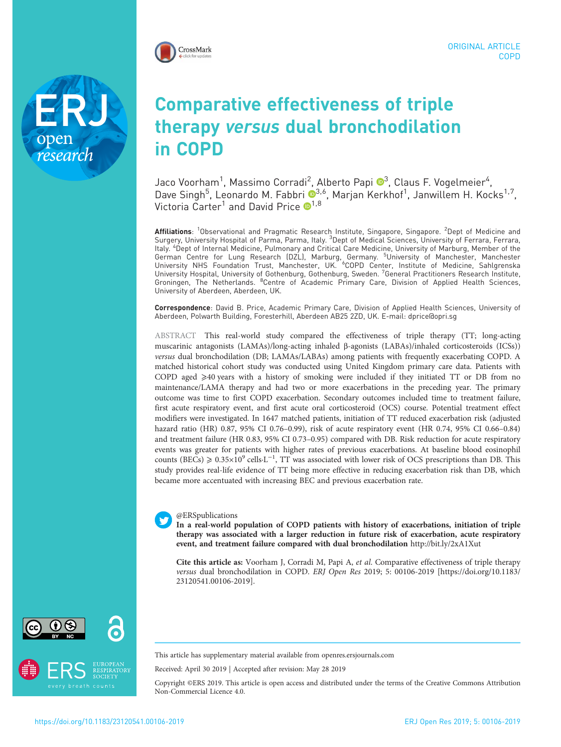ORIGINAL ARTICLE
COPD

# Comparative effectiveness of triple therapy *versus* dual bronchodilation in COPD

Jaco Voorham[1], Massimo Corradi[2], Alberto Papi[3], Claus F. Vogelmeier[4], Dave Singh[5], Leonardo M. Fabbri[3,6], Marjan Kerkhof[1], Janwillem H. Kocks[1,7], Victoria Carter[1] and David Price[1,8]

**Affiliations**: [1]Observational and Pragmatic Research Institute, Singapore, Singapore. [2]Dept of Medicine and Surgery, University Hospital of Parma, Parma, Italy. [3]Dept of Medical Sciences, University of Ferrara, Ferrara, Italy. [4]Dept of Internal Medicine, Pulmonary and Critical Care Medicine, University of Marburg, Member of the German Centre for Lung Research (DZL), Marburg, Germany. [5]University of Manchester, Manchester University NHS Foundation Trust, Manchester, UK. [6]COPD Center, Institute of Medicine, Sahlgrenska University Hospital, University of Gothenburg, Gothenburg, Sweden. [7]General Practitioners Research Institute, Groningen, The Netherlands. [8]Centre of Academic Primary Care, Division of Applied Health Sciences, University of Aberdeen, Aberdeen, UK.

**Correspondence**: David B. Price, Academic Primary Care, Division of Applied Health Sciences, University of Aberdeen, Polwarth Building, Foresterhill, Aberdeen AB25 2ZD, UK. E-mail: dprice@opri.sg

ABSTRACT This real-world study compared the effectiveness of triple therapy (TT; long-acting muscarinic antagonists (LAMAs)/long-acting inhaled β-agonists (LABAs)/inhaled corticosteroids (ICSs)) *versus* dual bronchodilation (DB; LAMAs/LABAs) among patients with frequently exacerbating COPD. A matched historical cohort study was conducted using United Kingdom primary care data. Patients with COPD aged ⩾40 years with a history of smoking were included if they initiated TT or DB from no maintenance/LAMA therapy and had two or more exacerbations in the preceding year. The primary outcome was time to first COPD exacerbation. Secondary outcomes included time to treatment failure, first acute respiratory event, and first acute oral corticosteroid (OCS) course. Potential treatment effect modifiers were investigated. In 1647 matched patients, initiation of TT reduced exacerbation risk (adjusted hazard ratio (HR) 0.87, 95% CI 0.76–0.99), risk of acute respiratory event (HR 0.74, 95% CI 0.66–0.84) and treatment failure (HR 0.83, 95% CI 0.73–0.95) compared with DB. Risk reduction for acute respiratory events was greater for patients with higher rates of previous exacerbations. At baseline blood eosinophil counts (BECs) $\geqslant 0.35{\times}10^{9}$ cells·$L^{-1}$, TT was associated with lower risk of OCS prescriptions than DB. This study provides real-life evidence of TT being more effective in reducing exacerbation risk than DB, which became more accentuated with increasing BEC and previous exacerbation rate.

@ERSpublications
**In a real-world population of COPD patients with history of exacerbations, initiation of triple therapy was associated with a larger reduction in future risk of exacerbation, acute respiratory event, and treatment failure compared with dual bronchodilation** http://bit.ly/2xA1Xut

**Cite this article as:** Voorham J, Corradi M, Papi A, *et al.* Comparative effectiveness of triple therapy *versus* dual bronchodilation in COPD. *ERJ Open Res* 2019; 5: 00106-2019 [https://doi.org/10.1183/23120541.00106-2019].

This article has supplementary material available from openres.ersjournals.com

Received: April 30 2019 | Accepted after revision: May 28 2019

Copyright ©ERS 2019. This article is open access and distributed under the terms of the Creative Commons Attribution Non-Commercial Licence 4.0.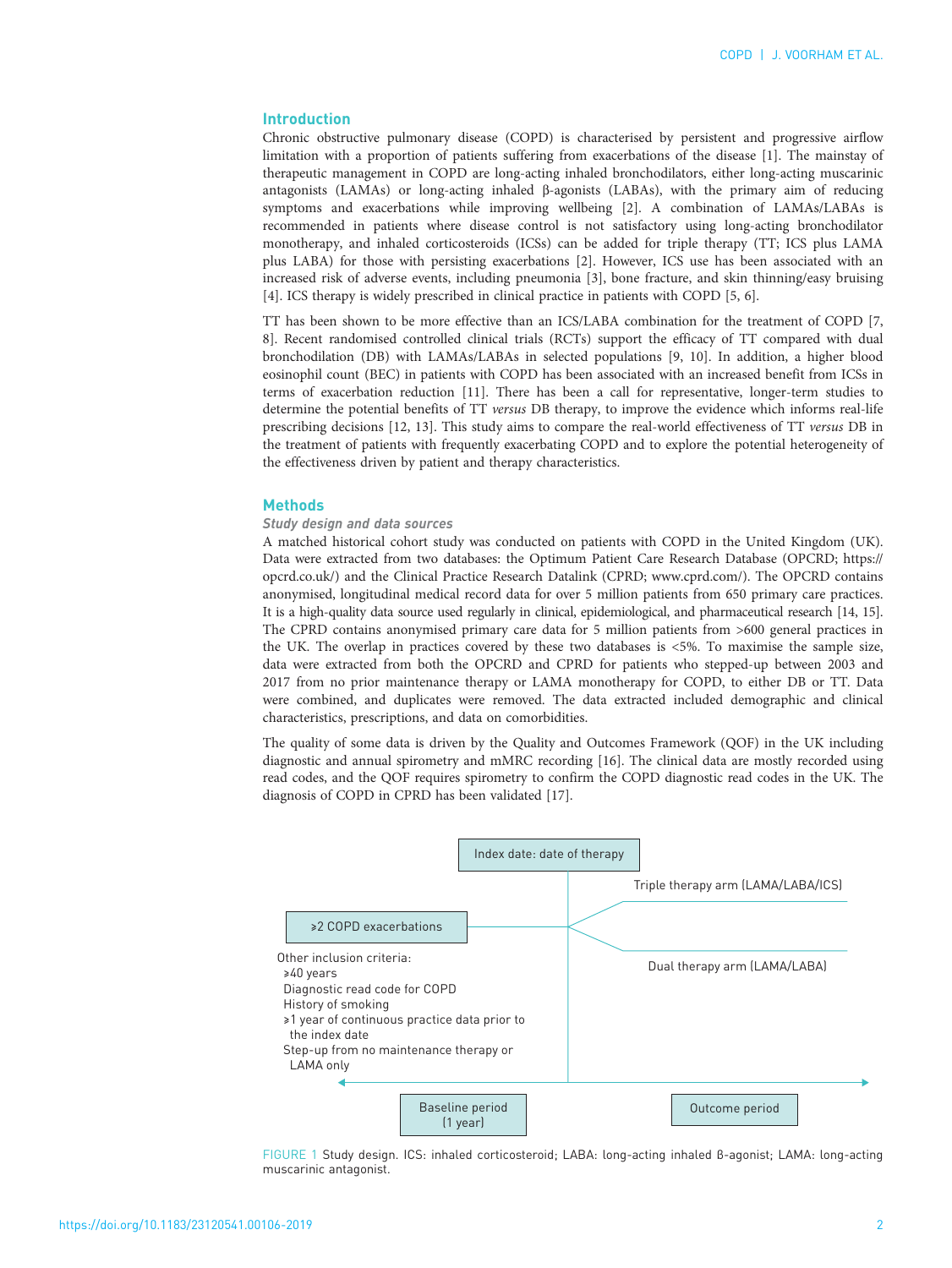## Introduction

Chronic obstructive pulmonary disease (COPD) is characterised by persistent and progressive airflow limitation with a proportion of patients suffering from exacerbations of the disease [1]. The mainstay of therapeutic management in COPD are long-acting inhaled bronchodilators, either long-acting muscarinic antagonists (LAMAs) or long-acting inhaled β-agonists (LABAs), with the primary aim of reducing symptoms and exacerbations while improving wellbeing [2]. A combination of LAMAs/LABAs is recommended in patients where disease control is not satisfactory using long-acting bronchodilator monotherapy, and inhaled corticosteroids (ICSs) can be added for triple therapy (TT; ICS plus LAMA plus LABA) for those with persisting exacerbations [2]. However, ICS use has been associated with an increased risk of adverse events, including pneumonia [3], bone fracture, and skin thinning/easy bruising [4]. ICS therapy is widely prescribed in clinical practice in patients with COPD [5, 6].

TT has been shown to be more effective than an ICS/LABA combination for the treatment of COPD [7, 8]. Recent randomised controlled clinical trials (RCTs) support the efficacy of TT compared with dual bronchodilation (DB) with LAMAs/LABAs in selected populations [9, 10]. In addition, a higher blood eosinophil count (BEC) in patients with COPD has been associated with an increased benefit from ICSs in terms of exacerbation reduction [11]. There has been a call for representative, longer-term studies to determine the potential benefits of TT *versus* DB therapy, to improve the evidence which informs real-life prescribing decisions [12, 13]. This study aims to compare the real-world effectiveness of TT *versus* DB in the treatment of patients with frequently exacerbating COPD and to explore the potential heterogeneity of the effectiveness driven by patient and therapy characteristics.

## Methods

### Study design and data sources

A matched historical cohort study was conducted on patients with COPD in the United Kingdom (UK). Data were extracted from two databases: the Optimum Patient Care Research Database (OPCRD; https://opcrd.co.uk/) and the Clinical Practice Research Datalink (CPRD; www.cprd.com/). The OPCRD contains anonymised, longitudinal medical record data for over 5 million patients from 650 primary care practices. It is a high-quality data source used regularly in clinical, epidemiological, and pharmaceutical research [14, 15]. The CPRD contains anonymised primary care data for 5 million patients from >600 general practices in the UK. The overlap in practices covered by these two databases is <5%. To maximise the sample size, data were extracted from both the OPCRD and CPRD for patients who stepped-up between 2003 and 2017 from no prior maintenance therapy or LAMA monotherapy for COPD, to either DB or TT. Data were combined, and duplicates were removed. The data extracted included demographic and clinical characteristics, prescriptions, and data on comorbidities.

The quality of some data is driven by the Quality and Outcomes Framework (QOF) in the UK including diagnostic and annual spirometry and mMRC recording [16]. The clinical data are mostly recorded using read codes, and the QOF requires spirometry to confirm the COPD diagnostic read codes in the UK. The diagnosis of COPD in CPRD has been validated [17].

Index date: date of therapy

≥2 COPD exacerbations

Triple therapy arm (LAMA/LABA/ICS)

Dual therapy arm (LAMA/LABA)

Other inclusion criteria:
- ≥40 years
- Diagnostic read code for COPD
- History of smoking
- ≥1 year of continuous practice data prior to the index date
- Step-up from no maintenance therapy or LAMA only

Baseline period (1 year)

Outcome period

FIGURE 1 Study design. ICS: inhaled corticosteroid; LABA: long-acting inhaled β-agonist; LAMA: long-acting muscarinic antagonist.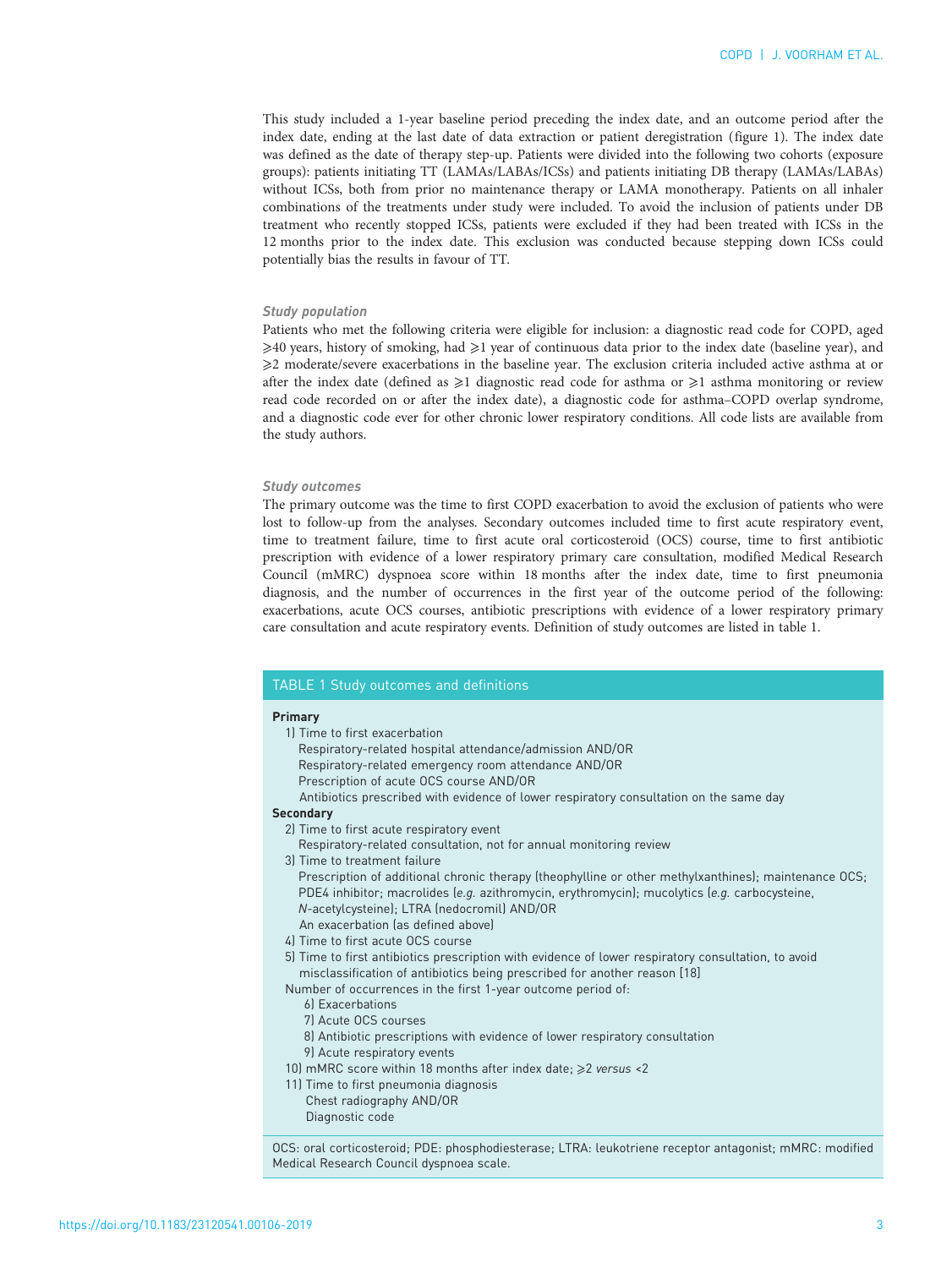This study included a 1-year baseline period preceding the index date, and an outcome period after the index date, ending at the last date of data extraction or patient deregistration (figure 1). The index date was defined as the date of therapy step-up. Patients were divided into the following two cohorts (exposure groups): patients initiating TT (LAMAs/LABAs/ICSs) and patients initiating DB therapy (LAMAs/LABAs) without ICSs, both from prior no maintenance therapy or LAMA monotherapy. Patients on all inhaler combinations of the treatments under study were included. To avoid the inclusion of patients under DB treatment who recently stopped ICSs, patients were excluded if they had been treated with ICSs in the 12 months prior to the index date. This exclusion was conducted because stepping down ICSs could potentially bias the results in favour of TT.

### Study population

Patients who met the following criteria were eligible for inclusion: a diagnostic read code for COPD, aged ⩾40 years, history of smoking, had ⩾1 year of continuous data prior to the index date (baseline year), and ⩾2 moderate/severe exacerbations in the baseline year. The exclusion criteria included active asthma at or after the index date (defined as ⩾1 diagnostic read code for asthma or ⩾1 asthma monitoring or review read code recorded on or after the index date), a diagnostic code for asthma–COPD overlap syndrome, and a diagnostic code ever for other chronic lower respiratory conditions. All code lists are available from the study authors.

### Study outcomes

The primary outcome was the time to first COPD exacerbation to avoid the exclusion of patients who were lost to follow-up from the analyses. Secondary outcomes included time to first acute respiratory event, time to treatment failure, time to first acute oral corticosteroid (OCS) course, time to first antibiotic prescription with evidence of a lower respiratory primary care consultation, modified Medical Research Council (mMRC) dyspnoea score within 18 months after the index date, time to first pneumonia diagnosis, and the number of occurrences in the first year of the outcome period of the following: exacerbations, acute OCS courses, antibiotic prescriptions with evidence of a lower respiratory primary care consultation and acute respiratory events. Definition of study outcomes are listed in table 1.

**TABLE 1 Study outcomes and definitions**

| |
|---|
| **Primary** |
| 1) Time to first exacerbation |
| Respiratory-related hospital attendance/admission AND/OR |
| Respiratory-related emergency room attendance AND/OR |
| Prescription of acute OCS course AND/OR |
| Antibiotics prescribed with evidence of lower respiratory consultation on the same day |
| **Secondary** |
| 2) Time to first acute respiratory event |
| Respiratory-related consultation, not for annual monitoring review |
| 3) Time to treatment failure |
| Prescription of additional chronic therapy (theophylline or other methylxanthines); maintenance OCS; PDE4 inhibitor; macrolides (*e.g.* azithromycin, erythromycin); mucolytics (*e.g.* carbocysteine, *N*-acetylcysteine); LTRA (nedocromil) AND/OR |
| An exacerbation (as defined above) |
| 4) Time to first acute OCS course |
| 5) Time to first antibiotics prescription with evidence of lower respiratory consultation, to avoid misclassification of antibiotics being prescribed for another reason [18] |
| Number of occurrences in the first 1-year outcome period of: |
| 6) Exacerbations |
| 7) Acute OCS courses |
| 8) Antibiotic prescriptions with evidence of lower respiratory consultation |
| 9) Acute respiratory events |
| 10) mMRC score within 18 months after index date; ⩾2 *versus* <2 |
| 11) Time to first pneumonia diagnosis |
| Chest radiography AND/OR |
| Diagnostic code |

OCS: oral corticosteroid; PDE: phosphodiesterase; LTRA: leukotriene receptor antagonist; mMRC: modified Medical Research Council dyspnoea scale.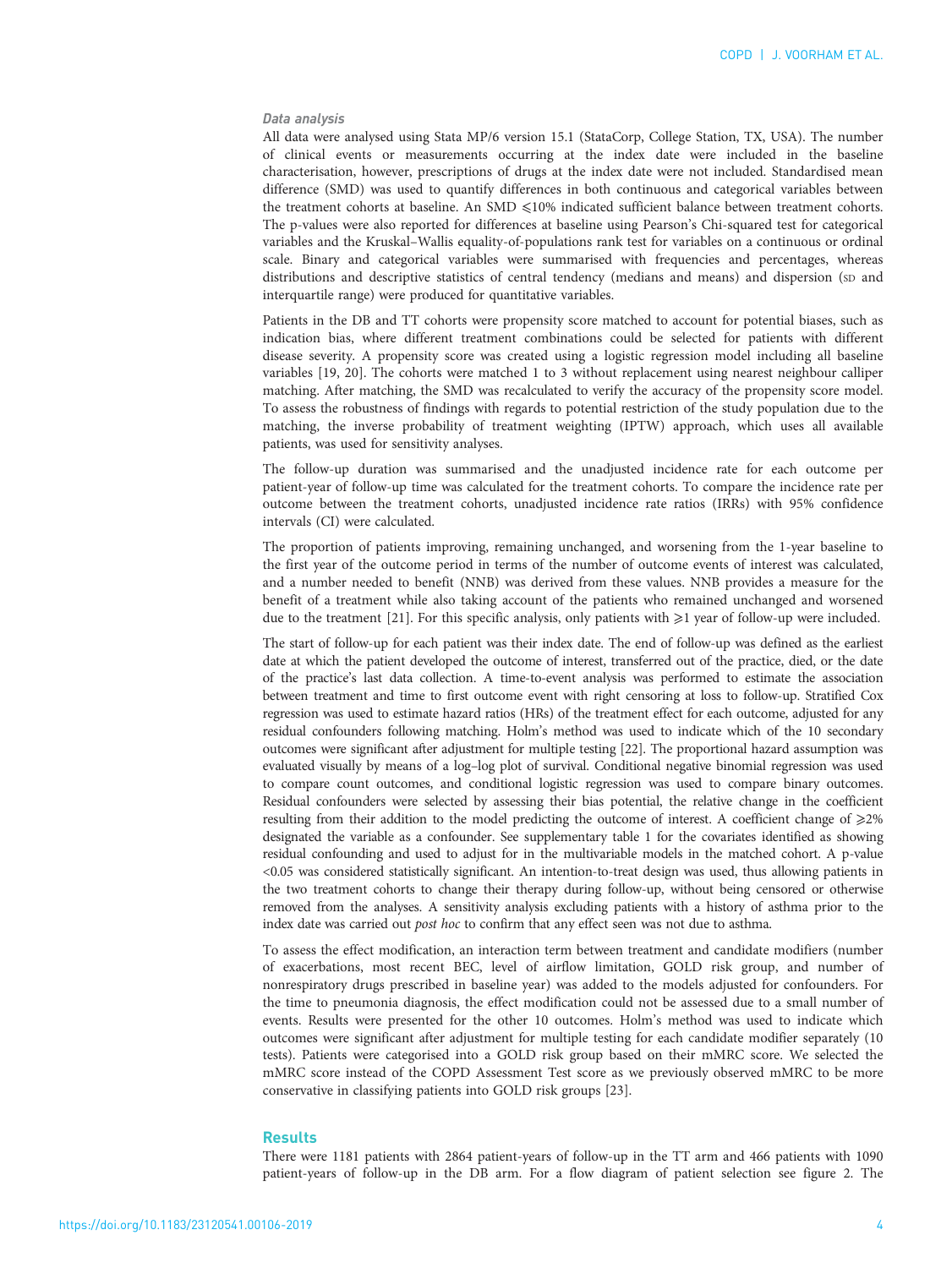### Data analysis

All data were analysed using Stata MP/6 version 15.1 (StataCorp, College Station, TX, USA). The number of clinical events or measurements occurring at the index date were included in the baseline characterisation, however, prescriptions of drugs at the index date were not included. Standardised mean difference (SMD) was used to quantify differences in both continuous and categorical variables between the treatment cohorts at baseline. An SMD ⩽10% indicated sufficient balance between treatment cohorts. The p-values were also reported for differences at baseline using Pearson's Chi-squared test for categorical variables and the Kruskal–Wallis equality-of-populations rank test for variables on a continuous or ordinal scale. Binary and categorical variables were summarised with frequencies and percentages, whereas distributions and descriptive statistics of central tendency (medians and means) and dispersion (SD and interquartile range) were produced for quantitative variables.

Patients in the DB and TT cohorts were propensity score matched to account for potential biases, such as indication bias, where different treatment combinations could be selected for patients with different disease severity. A propensity score was created using a logistic regression model including all baseline variables [19, 20]. The cohorts were matched 1 to 3 without replacement using nearest neighbour calliper matching. After matching, the SMD was recalculated to verify the accuracy of the propensity score model. To assess the robustness of findings with regards to potential restriction of the study population due to the matching, the inverse probability of treatment weighting (IPTW) approach, which uses all available patients, was used for sensitivity analyses.

The follow-up duration was summarised and the unadjusted incidence rate for each outcome per patient-year of follow-up time was calculated for the treatment cohorts. To compare the incidence rate per outcome between the treatment cohorts, unadjusted incidence rate ratios (IRRs) with 95% confidence intervals (CI) were calculated.

The proportion of patients improving, remaining unchanged, and worsening from the 1-year baseline to the first year of the outcome period in terms of the number of outcome events of interest was calculated, and a number needed to benefit (NNB) was derived from these values. NNB provides a measure for the benefit of a treatment while also taking account of the patients who remained unchanged and worsened due to the treatment [21]. For this specific analysis, only patients with ⩾1 year of follow-up were included.

The start of follow-up for each patient was their index date. The end of follow-up was defined as the earliest date at which the patient developed the outcome of interest, transferred out of the practice, died, or the date of the practice's last data collection. A time-to-event analysis was performed to estimate the association between treatment and time to first outcome event with right censoring at loss to follow-up. Stratified Cox regression was used to estimate hazard ratios (HRs) of the treatment effect for each outcome, adjusted for any residual confounders following matching. Holm's method was used to indicate which of the 10 secondary outcomes were significant after adjustment for multiple testing [22]. The proportional hazard assumption was evaluated visually by means of a log–log plot of survival. Conditional negative binomial regression was used to compare count outcomes, and conditional logistic regression was used to compare binary outcomes. Residual confounders were selected by assessing their bias potential, the relative change in the coefficient resulting from their addition to the model predicting the outcome of interest. A coefficient change of ⩾2% designated the variable as a confounder. See supplementary table 1 for the covariates identified as showing residual confounding and used to adjust for in the multivariable models in the matched cohort. A p-value <0.05 was considered statistically significant. An intention-to-treat design was used, thus allowing patients in the two treatment cohorts to change their therapy during follow-up, without being censored or otherwise removed from the analyses. A sensitivity analysis excluding patients with a history of asthma prior to the index date was carried out *post hoc* to confirm that any effect seen was not due to asthma.

To assess the effect modification, an interaction term between treatment and candidate modifiers (number of exacerbations, most recent BEC, level of airflow limitation, GOLD risk group, and number of nonrespiratory drugs prescribed in baseline year) was added to the models adjusted for confounders. For the time to pneumonia diagnosis, the effect modification could not be assessed due to a small number of events. Results were presented for the other 10 outcomes. Holm's method was used to indicate which outcomes were significant after adjustment for multiple testing for each candidate modifier separately (10 tests). Patients were categorised into a GOLD risk group based on their mMRC score. We selected the mMRC score instead of the COPD Assessment Test score as we previously observed mMRC to be more conservative in classifying patients into GOLD risk groups [23].

## Results

There were 1181 patients with 2864 patient-years of follow-up in the TT arm and 466 patients with 1090 patient-years of follow-up in the DB arm. For a flow diagram of patient selection see figure 2. The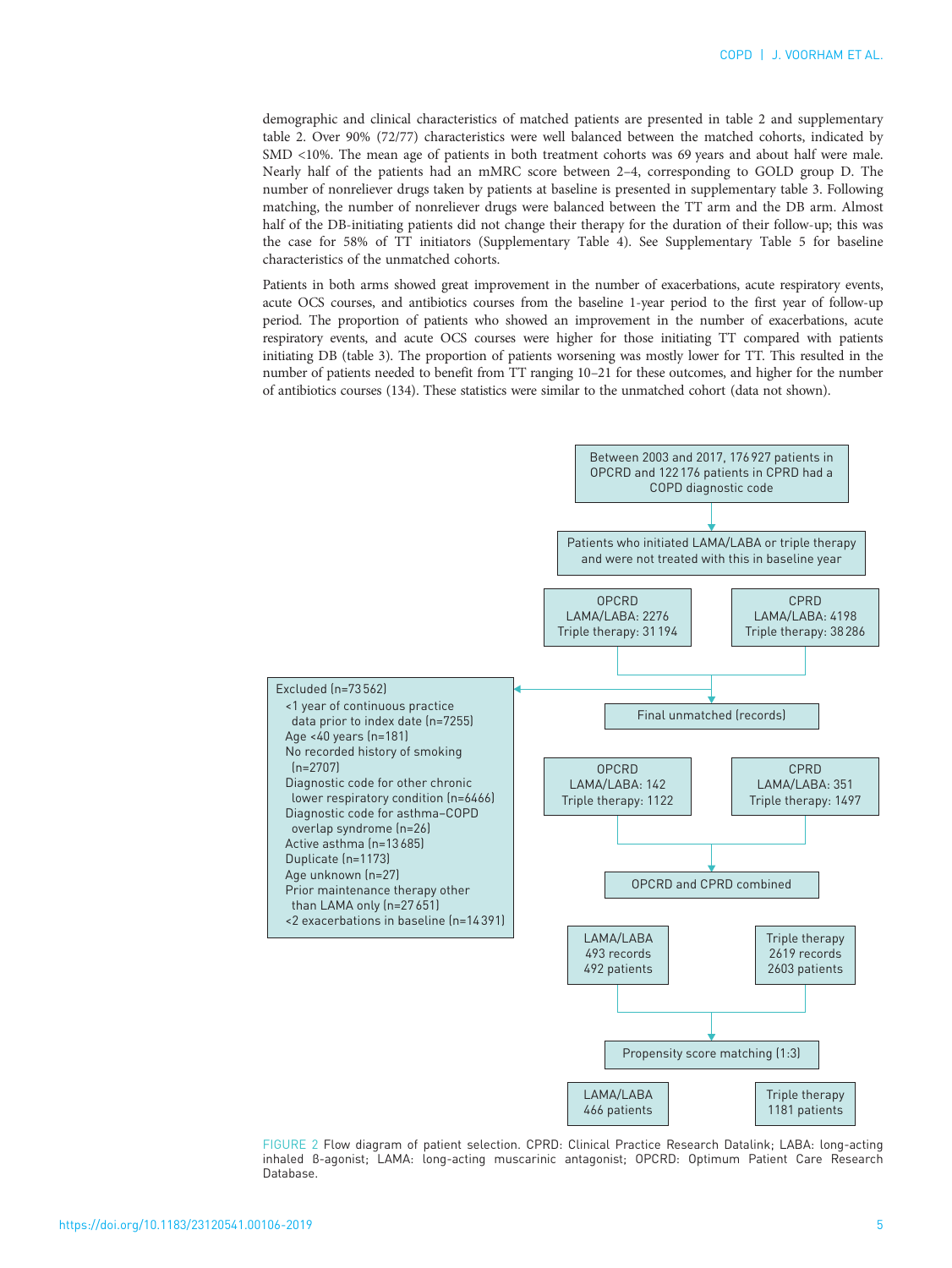demographic and clinical characteristics of matched patients are presented in table 2 and supplementary table 2. Over 90% (72/77) characteristics were well balanced between the matched cohorts, indicated by SMD <10%. The mean age of patients in both treatment cohorts was 69 years and about half were male. Nearly half of the patients had an mMRC score between 2–4, corresponding to GOLD group D. The number of nonreliever drugs taken by patients at baseline is presented in supplementary table 3. Following matching, the number of nonreliever drugs were balanced between the TT arm and the DB arm. Almost half of the DB-initiating patients did not change their therapy for the duration of their follow-up; this was the case for 58% of TT initiators (Supplementary Table 4). See Supplementary Table 5 for baseline characteristics of the unmatched cohorts.

Patients in both arms showed great improvement in the number of exacerbations, acute respiratory events, acute OCS courses, and antibiotics courses from the baseline 1-year period to the first year of follow-up period. The proportion of patients who showed an improvement in the number of exacerbations, acute respiratory events, and acute OCS courses were higher for those initiating TT compared with patients initiating DB (table 3). The proportion of patients worsening was mostly lower for TT. This resulted in the number of patients needed to benefit from TT ranging 10–21 for these outcomes, and higher for the number of antibiotics courses (134). These statistics were similar to the unmatched cohort (data not shown).

Between 2003 and 2017, 176 927 patients in OPCRD and 122 176 patients in CPRD had a COPD diagnostic code

Patients who initiated LAMA/LABA or triple therapy and were not treated with this in baseline year

OPCRD LAMA/LABA: 2276 Triple therapy: 31 194

CPRD LAMA/LABA: 4198 Triple therapy: 38 286

Excluded (n=73 562)
- <1 year of continuous practice data prior to index date (n=7255)
- Age <40 years (n=181)
- No recorded history of smoking (n=2707)
- Diagnostic code for other chronic lower respiratory condition (n=6466)
- Diagnostic code for asthma–COPD overlap syndrome (n=26)
- Active asthma (n=13 685)
- Duplicate (n=1173)
- Age unknown (n=27)
- Prior maintenance therapy other than LAMA only (n=27 651)
- <2 exacerbations in baseline (n=14 391)

Final unmatched (records)

OPCRD LAMA/LABA: 142 Triple therapy: 1122

CPRD LAMA/LABA: 351 Triple therapy: 1497

OPCRD and CPRD combined

LAMA/LABA 493 records 492 patients

Triple therapy 2619 records 2603 patients

Propensity score matching (1:3)

LAMA/LABA 466 patients

Triple therapy 1181 patients

FIGURE 2 Flow diagram of patient selection. CPRD: Clinical Practice Research Datalink; LABA: long-acting inhaled β-agonist; LAMA: long-acting muscarinic antagonist; OPCRD: Optimum Patient Care Research Database.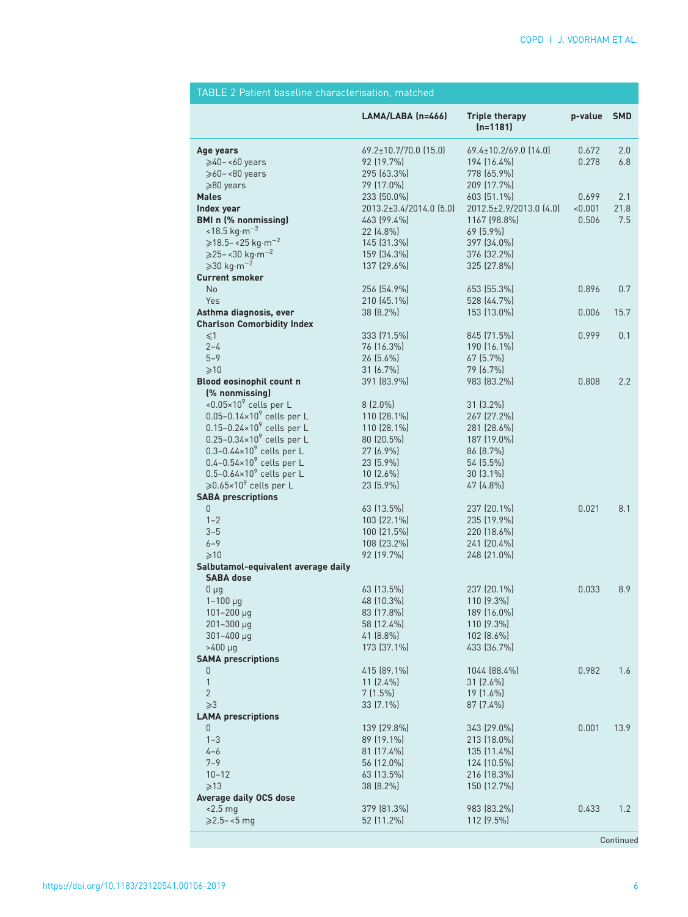TABLE 2 Patient baseline characterisation, matched

| | LAMA/LABA (n=466) | Triple therapy (n=1181) | p-value | SMD |
|---|---|---|---|---|
| **Age years** | 69.2±10.7/70.0 (15.0) | 69.4±10.2/69.0 (14.0) | 0.672 | 2.0 |
| ⩾40–<60 years | 92 (19.7%) | 194 (16.4%) | 0.278 | 6.8 |
| ⩾60–<80 years | 295 (63.3%) | 778 (65.9%) | | |
| ⩾80 years | 79 (17.0%) | 209 (17.7%) | | |
| **Males** | 233 (50.0%) | 603 (51.1%) | 0.699 | 2.1 |
| **Index year** | 2013.2±3.4/2014.0 (5.0) | 2012.5±2.9/2013.0 (4.0) | <0.001 | 21.8 |
| **BMI n (% nonmissing)** | 463 (99.4%) | 1167 (98.8%) | 0.506 | 7.5 |
| <18.5 $kg \cdot m^{-2}$ | 22 (4.8%) | 69 (5.9%) | | |
| ⩾18.5–<25 $kg \cdot m^{-2}$ | 145 (31.3%) | 397 (34.0%) | | |
| ⩾25–<30 $kg \cdot m^{-2}$ | 159 (34.3%) | 376 (32.2%) | | |
| ⩾30 $kg \cdot m^{-2}$ | 137 (29.6%) | 325 (27.8%) | | |
| **Current smoker** | | | | |
| No | 256 (54.9%) | 653 (55.3%) | 0.896 | 0.7 |
| Yes | 210 (45.1%) | 528 (44.7%) | | |
| **Asthma diagnosis, ever** | 38 (8.2%) | 153 (13.0%) | 0.006 | 15.7 |
| **Charlson Comorbidity Index** | | | | |
| ⩽1 | 333 (71.5%) | 845 (71.5%) | 0.999 | 0.1 |
| 2–4 | 76 (16.3%) | 190 (16.1%) | | |
| 5–9 | 26 (5.6%) | 67 (5.7%) | | |
| ⩾10 | 31 (6.7%) | 79 (6.7%) | | |
| **Blood eosinophil count n (% nonmissing)** | 391 (83.9%) | 983 (83.2%) | 0.808 | 2.2 |
| <$0.05 \times 10^9$ cells per L | 8 (2.0%) | 31 (3.2%) | | |
| 0.05–$0.14 \times 10^9$ cells per L | 110 (28.1%) | 267 (27.2%) | | |
| 0.15–$0.24 \times 10^9$ cells per L | 110 (28.1%) | 281 (28.6%) | | |
| 0.25–$0.34 \times 10^9$ cells per L | 80 (20.5%) | 187 (19.0%) | | |
| 0.3–$0.44 \times 10^9$ cells per L | 27 (6.9%) | 86 (8.7%) | | |
| 0.4–$0.54 \times 10^9$ cells per L | 23 (5.9%) | 54 (5.5%) | | |
| 0.5–$0.64 \times 10^9$ cells per L | 10 (2.6%) | 30 (3.1%) | | |
| ⩾$0.65 \times 10^9$ cells per L | 23 (5.9%) | 47 (4.8%) | | |
| **SABA prescriptions** | | | | |
| 0 | 63 (13.5%) | 237 (20.1%) | 0.021 | 8.1 |
| 1–2 | 103 (22.1%) | 235 (19.9%) | | |
| 3–5 | 100 (21.5%) | 220 (18.6%) | | |
| 6–9 | 108 (23.2%) | 241 (20.4%) | | |
| ⩾10 | 92 (19.7%) | 248 (21.0%) | | |
| **Salbutamol-equivalent average daily SABA dose** | | | | |
| 0 µg | 63 (13.5%) | 237 (20.1%) | 0.033 | 8.9 |
| 1–100 µg | 48 (10.3%) | 110 (9.3%) | | |
| 101–200 µg | 83 (17.8%) | 189 (16.0%) | | |
| 201–300 µg | 58 (12.4%) | 110 (9.3%) | | |
| 301–400 µg | 41 (8.8%) | 102 (8.6%) | | |
| >400 µg | 173 (37.1%) | 433 (36.7%) | | |
| **SAMA prescriptions** | | | | |
| 0 | 415 (89.1%) | 1044 (88.4%) | 0.982 | 1.6 |
| 1 | 11 (2.4%) | 31 (2.6%) | | |
| 2 | 7 (1.5%) | 19 (1.6%) | | |
| ⩾3 | 33 (7.1%) | 87 (7.4%) | | |
| **LAMA prescriptions** | | | | |
| 0 | 139 (29.8%) | 343 (29.0%) | 0.001 | 13.9 |
| 1–3 | 89 (19.1%) | 213 (18.0%) | | |
| 4–6 | 81 (17.4%) | 135 (11.4%) | | |
| 7–9 | 56 (12.0%) | 124 (10.5%) | | |
| 10–12 | 63 (13.5%) | 216 (18.3%) | | |
| ⩾13 | 38 (8.2%) | 150 (12.7%) | | |
| **Average daily OCS dose** | | | | |
| <2.5 mg | 379 (81.3%) | 983 (83.2%) | 0.433 | 1.2 |
| ⩾2.5–<5 mg | 52 (11.2%) | 112 (9.5%) | | |

Continued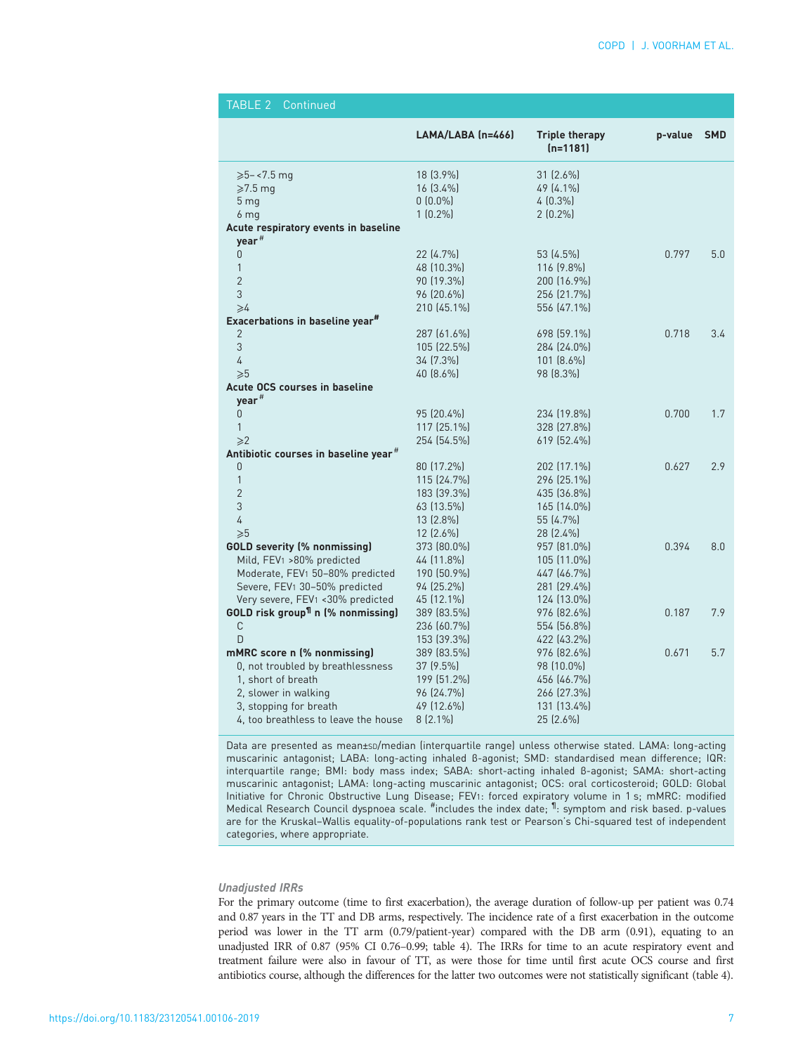TABLE 2 Continued

| | LAMA/LABA (n=466) | Triple therapy (n=1181) | p-value | SMD |
|---|---|---|---|---|
| ⩾5–<7.5 mg | 18 (3.9%) | 31 (2.6%) | | |
| ⩾7.5 mg | 16 (3.4%) | 49 (4.1%) | | |
| 5 mg | 0 (0.0%) | 4 (0.3%) | | |
| 6 mg | 1 (0.2%) | 2 (0.2%) | | |
| **Acute respiratory events in baseline year[#]** | | | | |
| 0 | 22 (4.7%) | 53 (4.5%) | 0.797 | 5.0 |
| 1 | 48 (10.3%) | 116 (9.8%) | | |
| 2 | 90 (19.3%) | 200 (16.9%) | | |
| 3 | 96 (20.6%) | 256 (21.7%) | | |
| ⩾4 | 210 (45.1%) | 556 (47.1%) | | |
| **Exacerbations in baseline year[#]** | | | | |
| 2 | 287 (61.6%) | 698 (59.1%) | 0.718 | 3.4 |
| 3 | 105 (22.5%) | 284 (24.0%) | | |
| 4 | 34 (7.3%) | 101 (8.6%) | | |
| ⩾5 | 40 (8.6%) | 98 (8.3%) | | |
| **Acute OCS courses in baseline year[#]** | | | | |
| 0 | 95 (20.4%) | 234 (19.8%) | 0.700 | 1.7 |
| 1 | 117 (25.1%) | 328 (27.8%) | | |
| ⩾2 | 254 (54.5%) | 619 (52.4%) | | |
| **Antibiotic courses in baseline year[#]** | | | | |
| 0 | 80 (17.2%) | 202 (17.1%) | 0.627 | 2.9 |
| 1 | 115 (24.7%) | 296 (25.1%) | | |
| 2 | 183 (39.3%) | 435 (36.8%) | | |
| 3 | 63 (13.5%) | 165 (14.0%) | | |
| 4 | 13 (2.8%) | 55 (4.7%) | | |
| ⩾5 | 12 (2.6%) | 28 (2.4%) | | |
| **GOLD severity (% nonmissing)** | 373 (80.0%) | 957 (81.0%) | 0.394 | 8.0 |
| Mild, $FEV_1$ >80% predicted | 44 (11.8%) | 105 (11.0%) | | |
| Moderate, $FEV_1$ 50–80% predicted | 190 (50.9%) | 447 (46.7%) | | |
| Severe, $FEV_1$ 30–50% predicted | 94 (25.2%) | 281 (29.4%) | | |
| Very severe, $FEV_1$ <30% predicted | 45 (12.1%) | 124 (13.0%) | | |
| **GOLD risk group[¶] n (% nonmissing)** | 389 (83.5%) | 976 (82.6%) | 0.187 | 7.9 |
| C | 236 (60.7%) | 554 (56.8%) | | |
| D | 153 (39.3%) | 422 (43.2%) | | |
| **mMRC score n (% nonmissing)** | 389 (83.5%) | 976 (82.6%) | 0.671 | 5.7 |
| 0, not troubled by breathlessness | 37 (9.5%) | 98 (10.0%) | | |
| 1, short of breath | 199 (51.2%) | 456 (46.7%) | | |
| 2, slower in walking | 96 (24.7%) | 266 (27.3%) | | |
| 3, stopping for breath | 49 (12.6%) | 131 (13.4%) | | |
| 4, too breathless to leave the house | 8 (2.1%) | 25 (2.6%) | | |

Data are presented as mean±SD/median (interquartile range) unless otherwise stated. LAMA: long-acting muscarinic antagonist; LABA: long-acting inhaled β-agonist; SMD: standardised mean difference; IQR: interquartile range; BMI: body mass index; SABA: short-acting inhaled β-agonist; SAMA: short-acting muscarinic antagonist; LAMA: long-acting muscarinic antagonist; OCS: oral corticosteroid; GOLD: Global Initiative for Chronic Obstructive Lung Disease; $FEV_1$: forced expiratory volume in 1 s; mMRC: modified Medical Research Council dyspnoea scale. [#]includes the index date; [¶]: symptom and risk based. p-values are for the Kruskal–Wallis equality-of-populations rank test or Pearson's Chi-squared test of independent categories, where appropriate.

### *Unadjusted IRRs*

For the primary outcome (time to first exacerbation), the average duration of follow-up per patient was 0.74 and 0.87 years in the TT and DB arms, respectively. The incidence rate of a first exacerbation in the outcome period was lower in the TT arm (0.79/patient-year) compared with the DB arm (0.91), equating to an unadjusted IRR of 0.87 (95% CI 0.76–0.99; table 4). The IRRs for time to an acute respiratory event and treatment failure were also in favour of TT, as were those for time until first acute OCS course and first antibiotics course, although the differences for the latter two outcomes were not statistically significant (table 4).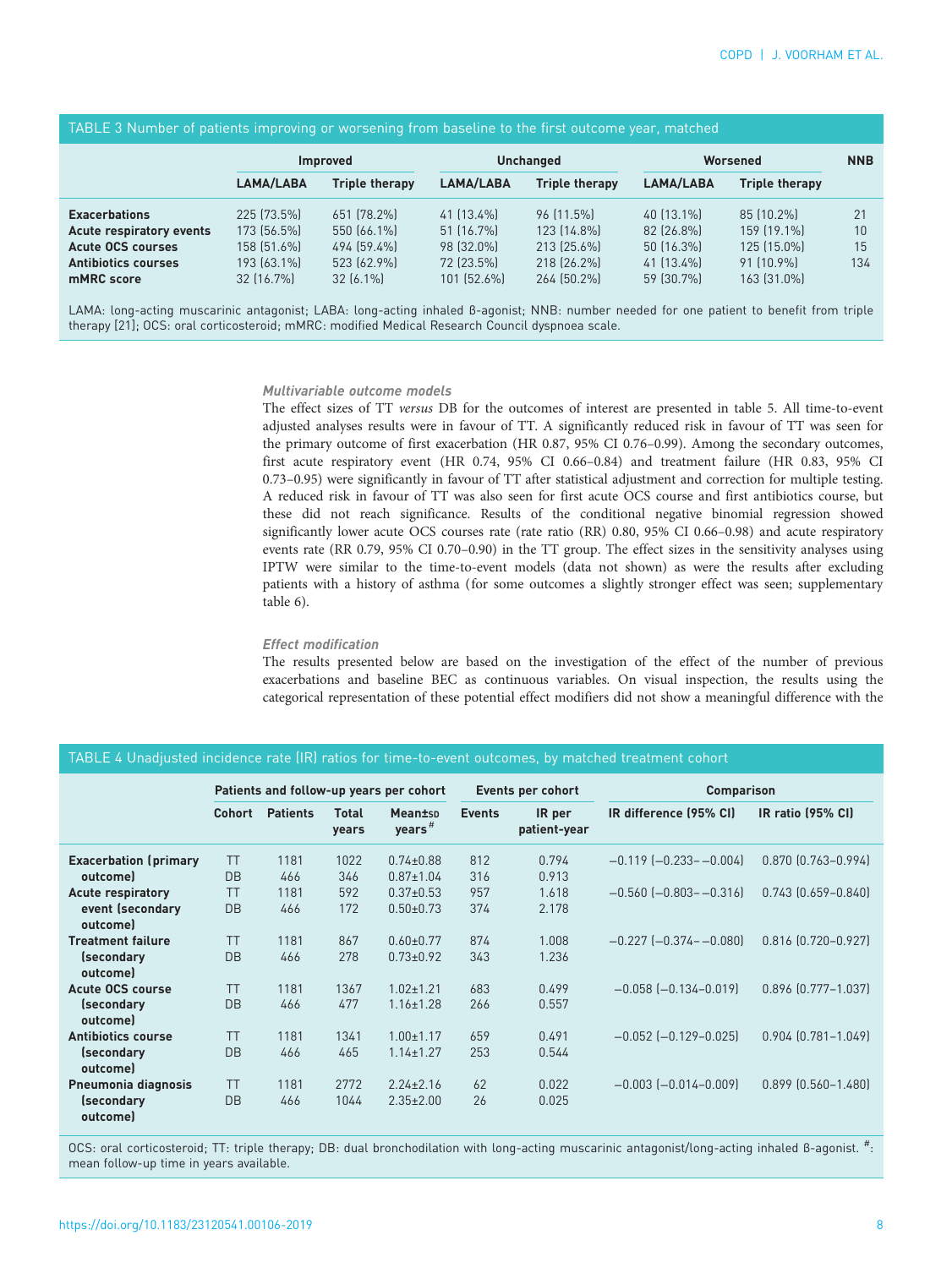TABLE 3 Number of patients improving or worsening from baseline to the first outcome year, matched

| | Improved | | Unchanged | | Worsened | | NNB |
|---|---|---|---|---|---|---|---|
| | LAMA/LABA | Triple therapy | LAMA/LABA | Triple therapy | LAMA/LABA | Triple therapy | |
| **Exacerbations** | 225 (73.5%) | 651 (78.2%) | 41 (13.4%) | 96 (11.5%) | 40 (13.1%) | 85 (10.2%) | 21 |
| **Acute respiratory events** | 173 (56.5%) | 550 (66.1%) | 51 (16.7%) | 123 (14.8%) | 82 (26.8%) | 159 (19.1%) | 10 |
| **Acute OCS courses** | 158 (51.6%) | 494 (59.4%) | 98 (32.0%) | 213 (25.6%) | 50 (16.3%) | 125 (15.0%) | 15 |
| **Antibiotics courses** | 193 (63.1%) | 523 (62.9%) | 72 (23.5%) | 218 (26.2%) | 41 (13.4%) | 91 (10.9%) | 134 |
| **mMRC score** | 32 (16.7%) | 32 (6.1%) | 101 (52.6%) | 264 (50.2%) | 59 (30.7%) | 163 (31.0%) | |

LAMA: long-acting muscarinic antagonist; LABA: long-acting inhaled ß-agonist; NNB: number needed for one patient to benefit from triple therapy [21]; OCS: oral corticosteroid; mMRC: modified Medical Research Council dyspnoea scale.

### Multivariable outcome models

The effect sizes of TT *versus* DB for the outcomes of interest are presented in table 5. All time-to-event adjusted analyses results were in favour of TT. A significantly reduced risk in favour of TT was seen for the primary outcome of first exacerbation (HR 0.87, 95% CI 0.76–0.99). Among the secondary outcomes, first acute respiratory event (HR 0.74, 95% CI 0.66–0.84) and treatment failure (HR 0.83, 95% CI 0.73–0.95) were significantly in favour of TT after statistical adjustment and correction for multiple testing. A reduced risk in favour of TT was also seen for first acute OCS course and first antibiotics course, but these did not reach significance. Results of the conditional negative binomial regression showed significantly lower acute OCS courses rate (rate ratio (RR) 0.80, 95% CI 0.66–0.98) and acute respiratory events rate (RR 0.79, 95% CI 0.70–0.90) in the TT group. The effect sizes in the sensitivity analyses using IPTW were similar to the time-to-event models (data not shown) as were the results after excluding patients with a history of asthma (for some outcomes a slightly stronger effect was seen; supplementary table 6).

### Effect modification

The results presented below are based on the investigation of the effect of the number of previous exacerbations and baseline BEC as continuous variables. On visual inspection, the results using the categorical representation of these potential effect modifiers did not show a meaningful difference with the

TABLE 4 Unadjusted incidence rate (IR) ratios for time-to-event outcomes, by matched treatment cohort

| | Patients and follow-up years per cohort | | | | Events per cohort | | Comparison | |
|---|---|---|---|---|---|---|---|---|
| | Cohort | Patients | Total years | Mean±SD years[#] | Events | IR per patient-year | IR difference (95% CI) | IR ratio (95% CI) |
| **Exacerbation (primary outcome)** | TT | 1181 | 1022 | 0.74±0.88 | 812 | 0.794 | −0.119 (−0.233– −0.004) | 0.870 (0.763–0.994) |
| | DB | 466 | 346 | 0.87±1.04 | 316 | 0.913 | | |
| **Acute respiratory event (secondary outcome)** | TT | 1181 | 592 | 0.37±0.53 | 957 | 1.618 | −0.560 (−0.803– −0.316) | 0.743 (0.659–0.840) |
| | DB | 466 | 172 | 0.50±0.73 | 374 | 2.178 | | |
| **Treatment failure (secondary outcome)** | TT | 1181 | 867 | 0.60±0.77 | 874 | 1.008 | −0.227 (−0.374– −0.080) | 0.816 (0.720–0.927) |
| | DB | 466 | 278 | 0.73±0.92 | 343 | 1.236 | | |
| **Acute OCS course (secondary outcome)** | TT | 1181 | 1367 | 1.02±1.21 | 683 | 0.499 | −0.058 (−0.134–0.019) | 0.896 (0.777–1.037) |
| | DB | 466 | 477 | 1.16±1.28 | 266 | 0.557 | | |
| **Antibiotics course (secondary outcome)** | TT | 1181 | 1341 | 1.00±1.17 | 659 | 0.491 | −0.052 (−0.129–0.025) | 0.904 (0.781–1.049) |
| | DB | 466 | 465 | 1.14±1.27 | 253 | 0.544 | | |
| **Pneumonia diagnosis (secondary outcome)** | TT | 1181 | 2772 | 2.24±2.16 | 62 | 0.022 | −0.003 (−0.014–0.009) | 0.899 (0.560–1.480) |
| | DB | 466 | 1044 | 2.35±2.00 | 26 | 0.025 | | |

OCS: oral corticosteroid; TT: triple therapy; DB: dual bronchodilation with long-acting muscarinic antagonist/long-acting inhaled ß-agonist. [#]: mean follow-up time in years available.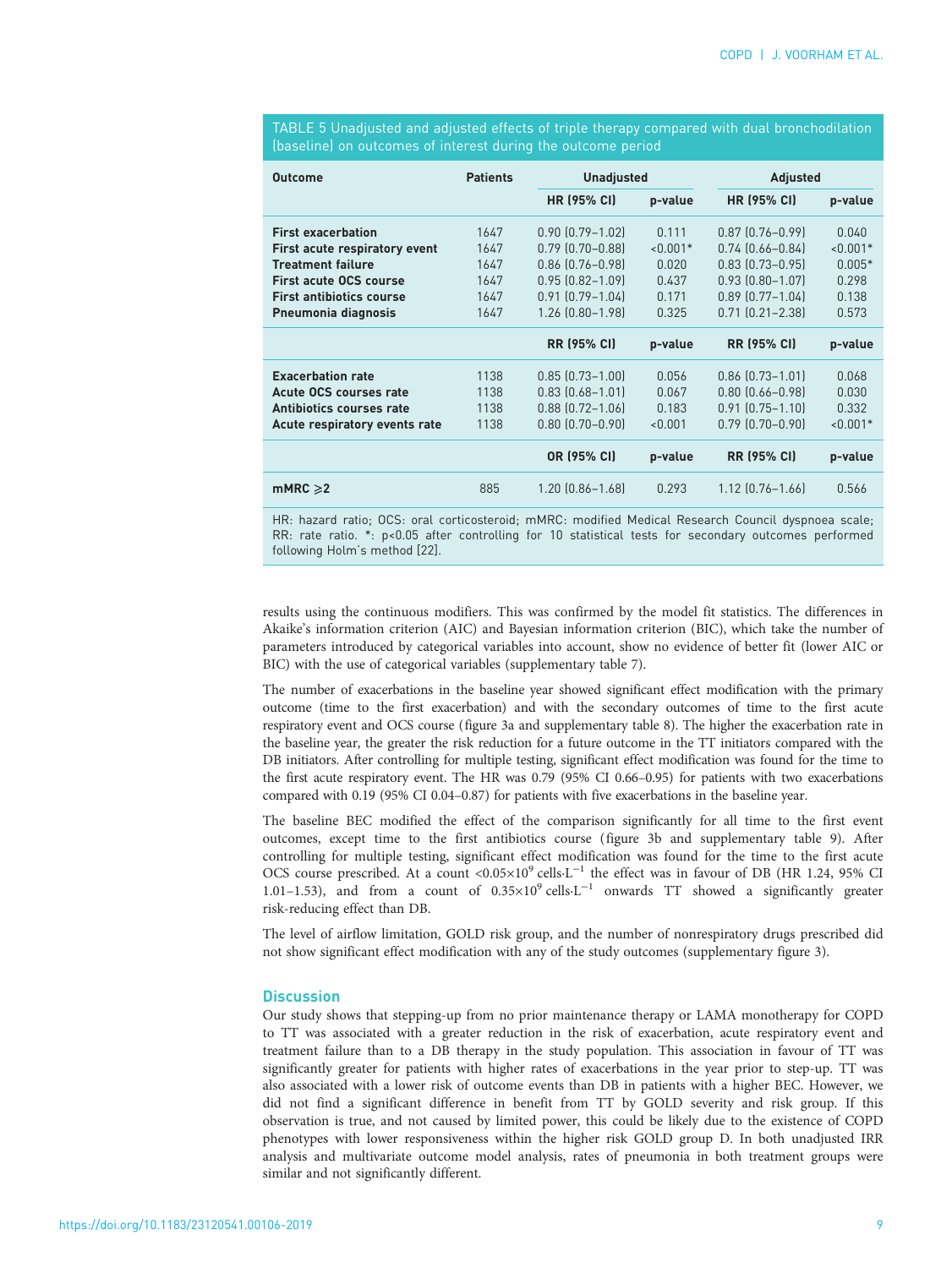TABLE 5 Unadjusted and adjusted effects of triple therapy compared with dual bronchodilation (baseline) on outcomes of interest during the outcome period

| Outcome | Patients | Unadjusted | | Adjusted | |
|---|---|---|---|---|---|
| | | HR (95% CI) | p-value | HR (95% CI) | p-value |
| **First exacerbation** | 1647 | 0.90 (0.79–1.02) | 0.111 | 0.87 (0.76–0.99) | 0.040 |
| **First acute respiratory event** | 1647 | 0.79 (0.70–0.88) | <0.001* | 0.74 (0.66–0.84) | <0.001* |
| **Treatment failure** | 1647 | 0.86 (0.76–0.98) | 0.020 | 0.83 (0.73–0.95) | 0.005* |
| **First acute OCS course** | 1647 | 0.95 (0.82–1.09) | 0.437 | 0.93 (0.80–1.07) | 0.298 |
| **First antibiotics course** | 1647 | 0.91 (0.79–1.04) | 0.171 | 0.89 (0.77–1.04) | 0.138 |
| **Pneumonia diagnosis** | 1647 | 1.26 (0.80–1.98) | 0.325 | 0.71 (0.21–2.38) | 0.573 |
| | | RR (95% CI) | p-value | RR (95% CI) | p-value |
| **Exacerbation rate** | 1138 | 0.85 (0.73–1.00) | 0.056 | 0.86 (0.73–1.01) | 0.068 |
| **Acute OCS courses rate** | 1138 | 0.83 (0.68–1.01) | 0.067 | 0.80 (0.66–0.98) | 0.030 |
| **Antibiotics courses rate** | 1138 | 0.88 (0.72–1.06) | 0.183 | 0.91 (0.75–1.10) | 0.332 |
| **Acute respiratory events rate** | 1138 | 0.80 (0.70–0.90) | <0.001 | 0.79 (0.70–0.90) | <0.001* |
| | | OR (95% CI) | p-value | RR (95% CI) | p-value |
| **mMRC ⩾2** | 885 | 1.20 (0.86–1.68) | 0.293 | 1.12 (0.76–1.66) | 0.566 |

HR: hazard ratio; OCS: oral corticosteroid; mMRC: modified Medical Research Council dyspnoea scale; RR: rate ratio. *: p<0.05 after controlling for 10 statistical tests for secondary outcomes performed following Holm's method [22].

results using the continuous modifiers. This was confirmed by the model fit statistics. The differences in Akaike's information criterion (AIC) and Bayesian information criterion (BIC), which take the number of parameters introduced by categorical variables into account, show no evidence of better fit (lower AIC or BIC) with the use of categorical variables (supplementary table 7).

The number of exacerbations in the baseline year showed significant effect modification with the primary outcome (time to the first exacerbation) and with the secondary outcomes of time to the first acute respiratory event and OCS course (figure 3a and supplementary table 8). The higher the exacerbation rate in the baseline year, the greater the risk reduction for a future outcome in the TT initiators compared with the DB initiators. After controlling for multiple testing, significant effect modification was found for the time to the first acute respiratory event. The HR was 0.79 (95% CI 0.66–0.95) for patients with two exacerbations compared with 0.19 (95% CI 0.04–0.87) for patients with five exacerbations in the baseline year.

The baseline BEC modified the effect of the comparison significantly for all time to the first event outcomes, except time to the first antibiotics course (figure 3b and supplementary table 9). After controlling for multiple testing, significant effect modification was found for the time to the first acute OCS course prescribed. At a count $<0.05\times10^{9}$ cells$\cdot$L$^{-1}$ the effect was in favour of DB (HR 1.24, 95% CI 1.01–1.53), and from a count of $0.35\times10^{9}$ cells$\cdot$L$^{-1}$ onwards TT showed a significantly greater risk-reducing effect than DB.

The level of airflow limitation, GOLD risk group, and the number of nonrespiratory drugs prescribed did not show significant effect modification with any of the study outcomes (supplementary figure 3).

## Discussion

Our study shows that stepping-up from no prior maintenance therapy or LAMA monotherapy for COPD to TT was associated with a greater reduction in the risk of exacerbation, acute respiratory event and treatment failure than to a DB therapy in the study population. This association in favour of TT was significantly greater for patients with higher rates of exacerbations in the year prior to step-up. TT was also associated with a lower risk of outcome events than DB in patients with a higher BEC. However, we did not find a significant difference in benefit from TT by GOLD severity and risk group. If this observation is true, and not caused by limited power, this could be likely due to the existence of COPD phenotypes with lower responsiveness within the higher risk GOLD group D. In both unadjusted IRR analysis and multivariate outcome model analysis, rates of pneumonia in both treatment groups were similar and not significantly different.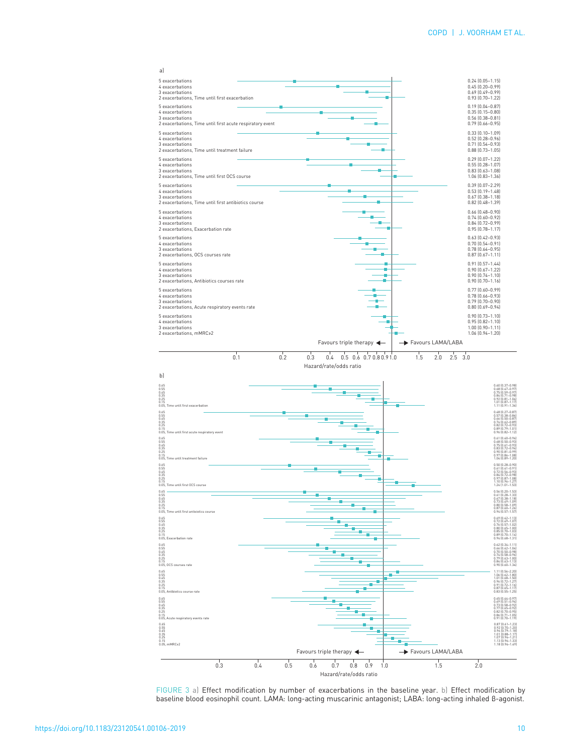a)

| Baseline exacerbations, outcome | Hazard/rate/odds ratio (95% CI) |
|---|---|
| 5 exacerbations | 0.24 (0.05–1.15) |
| 4 exacerbations | 0.45 (0.20–0.99) |
| 3 exacerbations | 0.69 (0.49–0.99) |
| 2 exacerbations, Time until first exacerbation | 0.93 (0.70–1.22) |
| 5 exacerbations | 0.19 (0.04–0.87) |
| 4 exacerbations | 0.35 (0.15–0.80) |
| 3 exacerbations | 0.56 (0.38–0.81) |
| 2 exacerbations, Time until first acute respiratory event | 0.79 (0.66–0.95) |
| 5 exacerbations | 0.33 (0.10–1.09) |
| 4 exacerbations | 0.52 (0.28–0.96) |
| 3 exacerbations | 0.71 (0.54–0.93) |
| 2 exacerbations, Time until treatment failure | 0.88 (0.73–1.05) |
| 5 exacerbations | 0.29 (0.07–1.22) |
| 4 exacerbations | 0.55 (0.28–1.07) |
| 3 exacerbations | 0.83 (0.63–1.08) |
| 2 exacerbations, Time until first OCS course | 1.06 (0.83–1.36) |
| 5 exacerbations | 0.39 (0.07–2.29) |
| 4 exacerbations | 0.53 (0.19–1.48) |
| 3 exacerbations | 0.67 (0.38–1.18) |
| 2 exacerbations, Time until first antibiotics course | 0.82 (0.48–1.39) |
| 5 exacerbations | 0.66 (0.48–0.90) |
| 4 exacerbations | 0.74 (0.60–0.92) |
| 3 exacerbations | 0.84 (0.72–0.99) |
| 2 exacerbations, Exacerbation rate | 0.95 (0.78–1.17) |
| 5 exacerbations | 0.63 (0.42–0.93) |
| 4 exacerbations | 0.70 (0.54–0.91) |
| 3 exacerbations | 0.78 (0.64–0.95) |
| 2 exacerbations, OCS courses rate | 0.87 (0.67–1.11) |
| 5 exacerbations | 0.91 (0.57–1.44) |
| 4 exacerbations | 0.90 (0.67–1.22) |
| 3 exacerbations | 0.90 (0.74–1.10) |
| 2 exacerbations, Antibiotics courses rate | 0.90 (0.70–1.16) |
| 5 exacerbations | 0.77 (0.60–0.99) |
| 4 exacerbations | 0.78 (0.66–0.93) |
| 3 exacerbations | 0.79 (0.70–0.90) |
| 2 exacerbations, Acute respiratory events rate | 0.80 (0.69–0.94) |
| 5 exacerbations | 0.90 (0.73–1.10) |
| 4 exacerbations | 0.95 (0.82–1.10) |
| 3 exacerbations | 1.00 (0.90–1.11) |
| 2 exacerbations, mMRC≥2 | 1.06 (0.94–1.20) |

Favours triple therapy ← → Favours LAMA/LABA

Hazard/rate/odds ratio

b)

| Baseline blood eosinophil count, outcome | Hazard/rate/odds ratio (95% CI) |
|---|---|
| 0.65 | 0.60 (0.37–0.98) |
| 0.55 | 0.68 (0.47–0.97) |
| 0.45 | 0.75 (0.59–0.97) |
| 0.35 | 0.84 (0.71–0.98) |
| 0.25 | 0.92 (0.81–1.04) |
| 0.15 | 1.01 (0.87–1.17) |
| 0.05, Time until first exacerbation | 1.11 (0.91–1.36) |
| 0.65 | 0.48 (0.27–0.87) |
| 0.55 | 0.57 (0.38–0.86) |
| 0.45 | 0.66 (0.50–0.87) |
| 0.35 | 0.74 (0.62–0.89) |
| 0.25 | 0.82 (0.72–0.93) |
| 0.15 | 0.89 (0.79–1.01) |
| 0.05, Time until first acute respiratory event | 0.96 (0.82–1.12) |
| 0.65 | 0.61 (0.40–0.94) |
| 0.55 | 0.68 (0.50–0.93) |
| 0.45 | 0.75 (0.61–0.93) |
| 0.35 | 0.83 (0.72–0.94) |
| 0.25 | 0.90 (0.81–0.99) |
| 0.15 | 0.97 (0.86–1.08) |
| 0.05, Time until treatment failure | 1.04 (0.89–1.20) |
| 0.65 | 0.50 (0.28–0.90) |
| 0.55 | 0.61 (0.41–0.91) |
| 0.45 | 0.72 (0.56–0.93) |
| 0.35 | 0.84 (0.72–0.98) |
| 0.25 | 0.97 (0.87–1.08) |
| 0.15 | 1.10 (0.96–1.27) |
| 0.05, Time until first OCS course | 1.24 (1.01–1.53) |
| 0.65 | 0.56 (0.20–1.53) |
| 0.55 | 0.61 (0.28–1.33) |
| 0.45 | 0.67 (0.38–1.18) |
| 0.35 | 0.73 (0.49–1.09) |
| 0.25 | 0.80 (0.58–1.09) |
| 0.15 | 0.87 (0.60–1.26) |
| 0.05, Time until first antibiotics course | 0.94 (0.57–1.57) |
| 0.65 | 0.69 (0.42–1.13) |
| 0.55 | 0.72 (0.49–1.07) |
| 0.45 | 0.76 (0.57–1.02) |
| 0.35 | 0.80 (0.65–1.00) |
| 0.25 | 0.85 (0.70–1.03) |
| 0.15 | 0.89 (0.70–1.14) |
| 0.05, Exacerbation rate | 0.94 (0.68–1.31) |
| 0.65 | 0.62 (0.34–1.11) |
| 0.55 | 0.66 (0.42–1.04) |
| 0.45 | 0.70 (0.50–0.98) |
| 0.35 | 0.74 (0.58–0.96) |
| 0.25 | 0.79 (0.63–1.00) |
| 0.15 | 0.84 (0.63–1.13) |
| 0.05, OCS courses rate | 0.90 (0.60–1.36) |
| 0.65 | 1.11 (0.56–2.20) |
| 0.55 | 1.06 (0.62–1.80) |
| 0.45 | 1.01 (0.68–1.50) |
| 0.35 | 0.96 (0.72–1.27) |
| 0.25 | 0.91 (0.72–1.16) |
| 0.15 | 0.87 (0.65–1.17) |
| 0.05, Antibiotics course rate | 0.83 (0.55–1.25) |
| 0.65 | 0.65 (0.44–0.97) |
| 0.55 | 0.69 (0.51–0.94) |
| 0.45 | 0.73 (0.58–0.92) |
| 0.35 | 0.77 (0.65–0.92) |
| 0.25 | 0.82 (0.70–0.95) |
| 0.15 | 0.86 (0.71–1.05) |
| 0.05, Acute respiratory events rate | 0.91 (0.70–1.19) |
| 0.65 | 0.87 (0.61–1.23) |
| 0.55 | 0.92 (0.70–1.20) |
| 0.45 | 0.96 (0.79–1.18) |
| 0.35 | 1.01 (0.88–1.17) |
| 0.25 | 1.07 (0.94–1.21) |
| 0.15 | 1.13 (0.96–1.33) |
| 0.05, mMRC≥2 | 1.18 (0.94–1.49) |

Favours triple therapy ← → Favours LAMA/LABA

Hazard/rate/odds ratio

FIGURE 3 a) Effect modification by number of exacerbations in the baseline year. b) Effect modification by baseline blood eosinophil count. LAMA: long-acting muscarinic antagonist; LABA: long-acting inhaled β-agonist.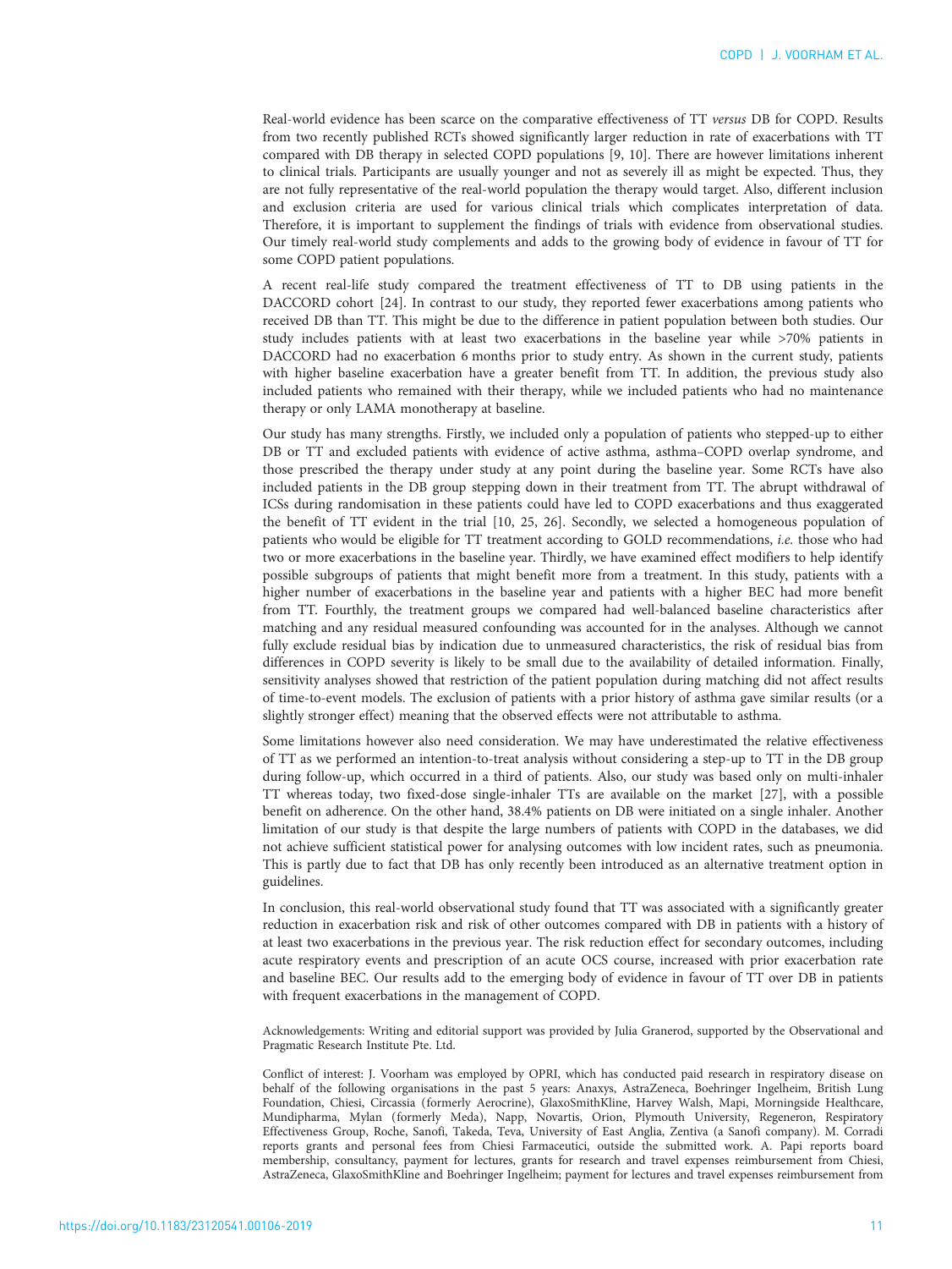Real-world evidence has been scarce on the comparative effectiveness of TT *versus* DB for COPD. Results from two recently published RCTs showed significantly larger reduction in rate of exacerbations with TT compared with DB therapy in selected COPD populations [9, 10]. There are however limitations inherent to clinical trials. Participants are usually younger and not as severely ill as might be expected. Thus, they are not fully representative of the real-world population the therapy would target. Also, different inclusion and exclusion criteria are used for various clinical trials which complicates interpretation of data. Therefore, it is important to supplement the findings of trials with evidence from observational studies. Our timely real-world study complements and adds to the growing body of evidence in favour of TT for some COPD patient populations.

A recent real-life study compared the treatment effectiveness of TT to DB using patients in the DACCORD cohort [24]. In contrast to our study, they reported fewer exacerbations among patients who received DB than TT. This might be due to the difference in patient population between both studies. Our study includes patients with at least two exacerbations in the baseline year while >70% patients in DACCORD had no exacerbation 6 months prior to study entry. As shown in the current study, patients with higher baseline exacerbation have a greater benefit from TT. In addition, the previous study also included patients who remained with their therapy, while we included patients who had no maintenance therapy or only LAMA monotherapy at baseline.

Our study has many strengths. Firstly, we included only a population of patients who stepped-up to either DB or TT and excluded patients with evidence of active asthma, asthma–COPD overlap syndrome, and those prescribed the therapy under study at any point during the baseline year. Some RCTs have also included patients in the DB group stepping down in their treatment from TT. The abrupt withdrawal of ICSs during randomisation in these patients could have led to COPD exacerbations and thus exaggerated the benefit of TT evident in the trial [10, 25, 26]. Secondly, we selected a homogeneous population of patients who would be eligible for TT treatment according to GOLD recommendations, *i.e.* those who had two or more exacerbations in the baseline year. Thirdly, we have examined effect modifiers to help identify possible subgroups of patients that might benefit more from a treatment. In this study, patients with a higher number of exacerbations in the baseline year and patients with a higher BEC had more benefit from TT. Fourthly, the treatment groups we compared had well-balanced baseline characteristics after matching and any residual measured confounding was accounted for in the analyses. Although we cannot fully exclude residual bias by indication due to unmeasured characteristics, the risk of residual bias from differences in COPD severity is likely to be small due to the availability of detailed information. Finally, sensitivity analyses showed that restriction of the patient population during matching did not affect results of time-to-event models. The exclusion of patients with a prior history of asthma gave similar results (or a slightly stronger effect) meaning that the observed effects were not attributable to asthma.

Some limitations however also need consideration. We may have underestimated the relative effectiveness of TT as we performed an intention-to-treat analysis without considering a step-up to TT in the DB group during follow-up, which occurred in a third of patients. Also, our study was based only on multi-inhaler TT whereas today, two fixed-dose single-inhaler TTs are available on the market [27], with a possible benefit on adherence. On the other hand, 38.4% patients on DB were initiated on a single inhaler. Another limitation of our study is that despite the large numbers of patients with COPD in the databases, we did not achieve sufficient statistical power for analysing outcomes with low incident rates, such as pneumonia. This is partly due to fact that DB has only recently been introduced as an alternative treatment option in guidelines.

In conclusion, this real-world observational study found that TT was associated with a significantly greater reduction in exacerbation risk and risk of other outcomes compared with DB in patients with a history of at least two exacerbations in the previous year. The risk reduction effect for secondary outcomes, including acute respiratory events and prescription of an acute OCS course, increased with prior exacerbation rate and baseline BEC. Our results add to the emerging body of evidence in favour of TT over DB in patients with frequent exacerbations in the management of COPD.

Acknowledgements: Writing and editorial support was provided by Julia Granerod, supported by the Observational and Pragmatic Research Institute Pte. Ltd.

Conflict of interest: J. Voorham was employed by OPRI, which has conducted paid research in respiratory disease on behalf of the following organisations in the past 5 years: Anaxys, AstraZeneca, Boehringer Ingelheim, British Lung Foundation, Chiesi, Circassia (formerly Aerocrine), GlaxoSmithKline, Harvey Walsh, Mapi, Morningside Healthcare, Mundipharma, Mylan (formerly Meda), Napp, Novartis, Orion, Plymouth University, Regeneron, Respiratory Effectiveness Group, Roche, Sanofi, Takeda, Teva, University of East Anglia, Zentiva (a Sanofi company). M. Corradi reports grants and personal fees from Chiesi Farmaceutici, outside the submitted work. A. Papi reports board membership, consultancy, payment for lectures, grants for research and travel expenses reimbursement from Chiesi, AstraZeneca, GlaxoSmithKline and Boehringer Ingelheim; payment for lectures and travel expenses reimbursement from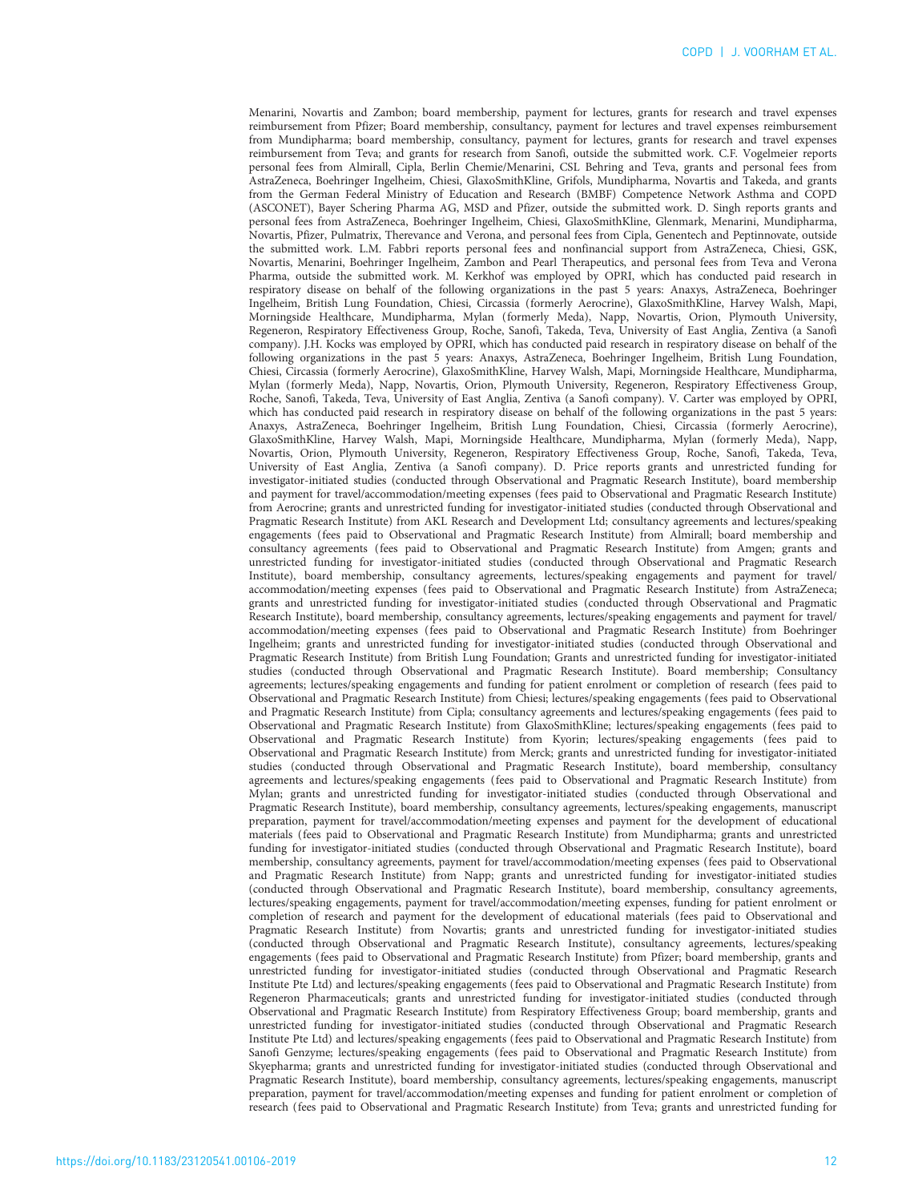Menarini, Novartis and Zambon; board membership, payment for lectures, grants for research and travel expenses reimbursement from Pfizer; Board membership, consultancy, payment for lectures and travel expenses reimbursement from Mundipharma; board membership, consultancy, payment for lectures, grants for research and travel expenses reimbursement from Teva; and grants for research from Sanofi, outside the submitted work. C.F. Vogelmeier reports personal fees from Almirall, Cipla, Berlin Chemie/Menarini, CSL Behring and Teva, grants and personal fees from AstraZeneca, Boehringer Ingelheim, Chiesi, GlaxoSmithKline, Grifols, Mundipharma, Novartis and Takeda, and grants from the German Federal Ministry of Education and Research (BMBF) Competence Network Asthma and COPD (ASCONET), Bayer Schering Pharma AG, MSD and Pfizer, outside the submitted work. D. Singh reports grants and personal fees from AstraZeneca, Boehringer Ingelheim, Chiesi, GlaxoSmithKline, Glenmark, Menarini, Mundipharma, Novartis, Pfizer, Pulmatrix, Therevance and Verona, and personal fees from Cipla, Genentech and Peptinnovate, outside the submitted work. L.M. Fabbri reports personal fees and nonfinancial support from AstraZeneca, Chiesi, GSK, Novartis, Menarini, Boehringer Ingelheim, Zambon and Pearl Therapeutics, and personal fees from Teva and Verona Pharma, outside the submitted work. M. Kerkhof was employed by OPRI, which has conducted paid research in respiratory disease on behalf of the following organizations in the past 5 years: Anaxys, AstraZeneca, Boehringer Ingelheim, British Lung Foundation, Chiesi, Circassia (formerly Aerocrine), GlaxoSmithKline, Harvey Walsh, Mapi, Morningside Healthcare, Mundipharma, Mylan (formerly Meda), Napp, Novartis, Orion, Plymouth University, Regeneron, Respiratory Effectiveness Group, Roche, Sanofi, Takeda, Teva, University of East Anglia, Zentiva (a Sanofi company). J.H. Kocks was employed by OPRI, which has conducted paid research in respiratory disease on behalf of the following organizations in the past 5 years: Anaxys, AstraZeneca, Boehringer Ingelheim, British Lung Foundation, Chiesi, Circassia (formerly Aerocrine), GlaxoSmithKline, Harvey Walsh, Mapi, Morningside Healthcare, Mundipharma, Mylan (formerly Meda), Napp, Novartis, Orion, Plymouth University, Regeneron, Respiratory Effectiveness Group, Roche, Sanofi, Takeda, Teva, University of East Anglia, Zentiva (a Sanofi company). V. Carter was employed by OPRI, which has conducted paid research in respiratory disease on behalf of the following organizations in the past 5 years: Anaxys, AstraZeneca, Boehringer Ingelheim, British Lung Foundation, Chiesi, Circassia (formerly Aerocrine), GlaxoSmithKline, Harvey Walsh, Mapi, Morningside Healthcare, Mundipharma, Mylan (formerly Meda), Napp, Novartis, Orion, Plymouth University, Regeneron, Respiratory Effectiveness Group, Roche, Sanofi, Takeda, Teva, University of East Anglia, Zentiva (a Sanofi company). D. Price reports grants and unrestricted funding for investigator-initiated studies (conducted through Observational and Pragmatic Research Institute), board membership and payment for travel/accommodation/meeting expenses (fees paid to Observational and Pragmatic Research Institute) from Aerocrine; grants and unrestricted funding for investigator-initiated studies (conducted through Observational and Pragmatic Research Institute) from AKL Research and Development Ltd; consultancy agreements and lectures/speaking engagements (fees paid to Observational and Pragmatic Research Institute) from Almirall; board membership and consultancy agreements (fees paid to Observational and Pragmatic Research Institute) from Amgen; grants and unrestricted funding for investigator-initiated studies (conducted through Observational and Pragmatic Research Institute), board membership, consultancy agreements, lectures/speaking engagements and payment for travel/accommodation/meeting expenses (fees paid to Observational and Pragmatic Research Institute) from AstraZeneca; grants and unrestricted funding for investigator-initiated studies (conducted through Observational and Pragmatic Research Institute), board membership, consultancy agreements, lectures/speaking engagements and payment for travel/accommodation/meeting expenses (fees paid to Observational and Pragmatic Research Institute) from Boehringer Ingelheim; grants and unrestricted funding for investigator-initiated studies (conducted through Observational and Pragmatic Research Institute) from British Lung Foundation; Grants and unrestricted funding for investigator-initiated studies (conducted through Observational and Pragmatic Research Institute). Board membership; Consultancy agreements; lectures/speaking engagements and funding for patient enrolment or completion of research (fees paid to Observational and Pragmatic Research Institute) from Chiesi; lectures/speaking engagements (fees paid to Observational and Pragmatic Research Institute) from Cipla; consultancy agreements and lectures/speaking engagements (fees paid to Observational and Pragmatic Research Institute) from GlaxoSmithKline; lectures/speaking engagements (fees paid to Observational and Pragmatic Research Institute) from Kyorin; lectures/speaking engagements (fees paid to Observational and Pragmatic Research Institute) from Merck; grants and unrestricted funding for investigator-initiated studies (conducted through Observational and Pragmatic Research Institute), board membership, consultancy agreements and lectures/speaking engagements (fees paid to Observational and Pragmatic Research Institute) from Mylan; grants and unrestricted funding for investigator-initiated studies (conducted through Observational and Pragmatic Research Institute), board membership, consultancy agreements, lectures/speaking engagements, manuscript preparation, payment for travel/accommodation/meeting expenses and payment for the development of educational materials (fees paid to Observational and Pragmatic Research Institute) from Mundipharma; grants and unrestricted funding for investigator-initiated studies (conducted through Observational and Pragmatic Research Institute), board membership, consultancy agreements, payment for travel/accommodation/meeting expenses (fees paid to Observational and Pragmatic Research Institute) from Napp; grants and unrestricted funding for investigator-initiated studies (conducted through Observational and Pragmatic Research Institute), board membership, consultancy agreements, lectures/speaking engagements, payment for travel/accommodation/meeting expenses, funding for patient enrolment or completion of research and payment for the development of educational materials (fees paid to Observational and Pragmatic Research Institute) from Novartis; grants and unrestricted funding for investigator-initiated studies (conducted through Observational and Pragmatic Research Institute), consultancy agreements, lectures/speaking engagements (fees paid to Observational and Pragmatic Research Institute) from Pfizer; board membership, grants and unrestricted funding for investigator-initiated studies (conducted through Observational and Pragmatic Research Institute Pte Ltd) and lectures/speaking engagements (fees paid to Observational and Pragmatic Research Institute) from Regeneron Pharmaceuticals; grants and unrestricted funding for investigator-initiated studies (conducted through Observational and Pragmatic Research Institute) from Respiratory Effectiveness Group; board membership, grants and unrestricted funding for investigator-initiated studies (conducted through Observational and Pragmatic Research Institute Pte Ltd) and lectures/speaking engagements (fees paid to Observational and Pragmatic Research Institute) from Sanofi Genzyme; lectures/speaking engagements (fees paid to Observational and Pragmatic Research Institute) from Skyepharma; grants and unrestricted funding for investigator-initiated studies (conducted through Observational and Pragmatic Research Institute), board membership, consultancy agreements, lectures/speaking engagements, manuscript preparation, payment for travel/accommodation/meeting expenses and funding for patient enrolment or completion of research (fees paid to Observational and Pragmatic Research Institute) from Teva; grants and unrestricted funding for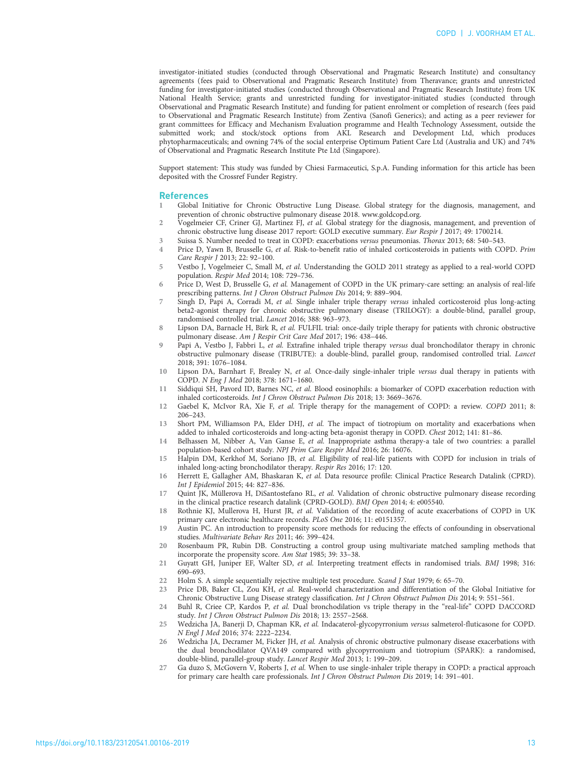investigator-initiated studies (conducted through Observational and Pragmatic Research Institute) and consultancy agreements (fees paid to Observational and Pragmatic Research Institute) from Theravance; grants and unrestricted funding for investigator-initiated studies (conducted through Observational and Pragmatic Research Institute) from UK National Health Service; grants and unrestricted funding for investigator-initiated studies (conducted through Observational and Pragmatic Research Institute) and funding for patient enrolment or completion of research (fees paid to Observational and Pragmatic Research Institute) from Zentiva (Sanofi Generics); and acting as a peer reviewer for grant committees for Efficacy and Mechanism Evaluation programme and Health Technology Assessment, outside the submitted work; and stock/stock options from AKL Research and Development Ltd, which produces phytopharmaceuticals; and owning 74% of the social enterprise Optimum Patient Care Ltd (Australia and UK) and 74% of Observational and Pragmatic Research Institute Pte Ltd (Singapore).

Support statement: This study was funded by Chiesi Farmaceutici, S.p.A. Funding information for this article has been deposited with the Crossref Funder Registry.

## References

1. Global Initiative for Chronic Obstructive Lung Disease. Global strategy for the diagnosis, management, and prevention of chronic obstructive pulmonary disease 2018. www.goldcopd.org.
2. Vogelmeier CF, Criner GJ, Martinez FJ, *et al.* Global strategy for the diagnosis, management, and prevention of chronic obstructive lung disease 2017 report: GOLD executive summary. *Eur Respir J* 2017; 49: 1700214.
3. Suissa S. Number needed to treat in COPD: exacerbations *versus* pneumonias. *Thorax* 2013; 68: 540–543.
4. Price D, Yawn B, Brusselle G, *et al.* Risk-to-benefit ratio of inhaled corticosteroids in patients with COPD. *Prim Care Respir J* 2013; 22: 92–100.
5. Vestbo J, Vogelmeier C, Small M, *et al.* Understanding the GOLD 2011 strategy as applied to a real-world COPD population. *Respir Med* 2014; 108: 729–736.
6. Price D, West D, Brusselle G, *et al.* Management of COPD in the UK primary-care setting: an analysis of real-life prescribing patterns. *Int J Chron Obstruct Pulmon Dis* 2014; 9: 889–904.
7. Singh D, Papi A, Corradi M, *et al.* Single inhaler triple therapy *versus* inhaled corticosteroid plus long-acting beta2-agonist therapy for chronic obstructive pulmonary disease (TRILOGY): a double-blind, parallel group, randomised controlled trial. *Lancet* 2016; 388: 963–973.
8. Lipson DA, Barnacle H, Birk R, *et al.* FULFIL trial: once-daily triple therapy for patients with chronic obstructive pulmonary disease. *Am J Respir Crit Care Med* 2017; 196: 438–446.
9. Papi A, Vestbo J, Fabbri L, *et al.* Extrafine inhaled triple therapy *versus* dual bronchodilator therapy in chronic obstructive pulmonary disease (TRIBUTE): a double-blind, parallel group, randomised controlled trial. *Lancet* 2018; 391: 1076–1084.
10. Lipson DA, Barnhart F, Brealey N, *et al.* Once-daily single-inhaler triple *versus* dual therapy in patients with COPD. *N Eng J Med* 2018; 378: 1671–1680.
11. Siddiqui SH, Pavord ID, Barnes NC, *et al.* Blood eosinophils: a biomarker of COPD exacerbation reduction with inhaled corticosteroids. *Int J Chron Obstruct Pulmon Dis* 2018; 13: 3669–3676.
12. Gaebel K, McIvor RA, Xie F, *et al.* Triple therapy for the management of COPD: a review. *COPD* 2011; 8: 206–243.
13. Short PM, Williamson PA, Elder DHJ, *et al.* The impact of tiotropium on mortality and exacerbations when added to inhaled corticosteroids and long-acting beta-agonist therapy in COPD. *Chest* 2012; 141: 81–86.
14. Belhassen M, Nibber A, Van Ganse E, *et al.* Inappropriate asthma therapy-a tale of two countries: a parallel population-based cohort study. *NPJ Prim Care Respir Med* 2016; 26: 16076.
15. Halpin DM, Kerkhof M, Soriano JB, *et al.* Eligibility of real-life patients with COPD for inclusion in trials of inhaled long-acting bronchodilator therapy. *Respir Res* 2016; 17: 120.
16. Herrett E, Gallagher AM, Bhaskaran K, *et al.* Data resource profile: Clinical Practice Research Datalink (CPRD). *Int J Epidemiol* 2015; 44: 827–836.
17. Quint JK, Müllerova H, DiSantostefano RL, *et al.* Validation of chronic obstructive pulmonary disease recording in the clinical practice research datalink (CPRD-GOLD). *BMJ Open* 2014; 4: e005540.
18. Rothnie KJ, Mullerova H, Hurst JR, *et al.* Validation of the recording of acute exacerbations of COPD in UK primary care electronic healthcare records. *PLoS One* 2016; 11: e0151357.
19. Austin PC. An introduction to propensity score methods for reducing the effects of confounding in observational studies. *Multivariate Behav Res* 2011; 46: 399–424.
20. Rosenbaum PR, Rubin DB. Constructing a control group using multivariate matched sampling methods that incorporate the propensity score. *Am Stat* 1985; 39: 33–38.
21. Guyatt GH, Juniper EF, Walter SD, *et al.* Interpreting treatment effects in randomised trials. *BMJ* 1998; 316: 690–693.
22. Holm S. A simple sequentially rejective multiple test procedure. *Scand J Stat* 1979; 6: 65–70.
23. Price DB, Baker CL, Zou KH, *et al.* Real-world characterization and differentiation of the Global Initiative for Chronic Obstructive Lung Disease strategy classification. *Int J Chron Obstruct Pulmon Dis* 2014; 9: 551–561.
24. Buhl R, Criee CP, Kardos P, *et al.* Dual bronchodilation vs triple therapy in the "real-life" COPD DACCORD study. *Int J Chron Obstruct Pulmon Dis* 2018; 13: 2557–2568.
25. Wedzicha JA, Banerji D, Chapman KR, *et al.* Indacaterol-glycopyrronium *versus* salmeterol-fluticasone for COPD. *N Engl J Med* 2016; 374: 2222–2234.
26. Wedzicha JA, Decramer M, Ficker JH, *et al.* Analysis of chronic obstructive pulmonary disease exacerbations with the dual bronchodilator QVA149 compared with glycopyrronium and tiotropium (SPARK): a randomised, double-blind, parallel-group study. *Lancet Respir Med* 2013; 1: 199–209.
27. Ga duzo S, McGovern V, Roberts J, *et al.* When to use single-inhaler triple therapy in COPD: a practical approach for primary care health care professionals. *Int J Chron Obstruct Pulmon Dis* 2019; 14: 391–401.